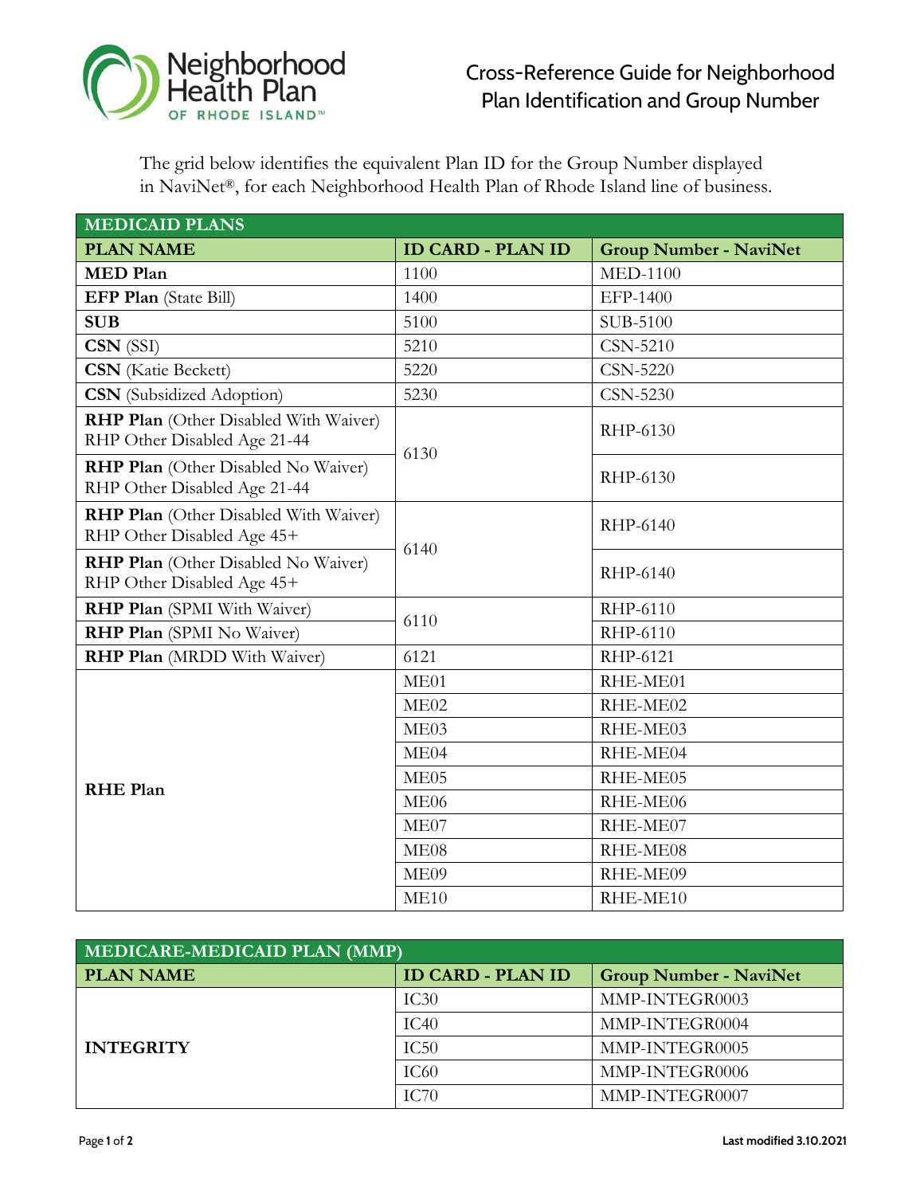# Cross-Reference Guide for Neighborhood Plan Identification and Group Number

The grid below identifies the equivalent Plan ID for the Group Number displayed in NaviNet®, for each Neighborhood Health Plan of Rhode Island line of business.

| MEDICAID PLANS | | |
|---|---|---|
| **PLAN NAME** | **ID CARD - PLAN ID** | **Group Number - NaviNet** |
| **MED Plan** | 1100 | MED-1100 |
| **EFP Plan** (State Bill) | 1400 | EFP-1400 |
| **SUB** | 5100 | SUB-5100 |
| **CSN** (SSI) | 5210 | CSN-5210 |
| **CSN** (Katie Beckett) | 5220 | CSN-5220 |
| **CSN** (Subsidized Adoption) | 5230 | CSN-5230 |
| **RHP Plan** (Other Disabled With Waiver) RHP Other Disabled Age 21-44 | 6130 | RHP-6130 |
| **RHP Plan** (Other Disabled No Waiver) RHP Other Disabled Age 21-44 | | RHP-6130 |
| **RHP Plan** (Other Disabled With Waiver) RHP Other Disabled Age 45+ | 6140 | RHP-6140 |
| **RHP Plan** (Other Disabled No Waiver) RHP Other Disabled Age 45+ | | RHP-6140 |
| **RHP Plan** (SPMI With Waiver) | 6110 | RHP-6110 |
| **RHP Plan** (SPMI No Waiver) | | RHP-6110 |
| **RHP Plan** (MRDD With Waiver) | 6121 | RHP-6121 |
| **RHE Plan** | ME01 | RHE-ME01 |
| | ME02 | RHE-ME02 |
| | ME03 | RHE-ME03 |
| | ME04 | RHE-ME04 |
| | ME05 | RHE-ME05 |
| | ME06 | RHE-ME06 |
| | ME07 | RHE-ME07 |
| | ME08 | RHE-ME08 |
| | ME09 | RHE-ME09 |
| | ME10 | RHE-ME10 |

| MEDICARE-MEDICAID PLAN (MMP) | | |
|---|---|---|
| **PLAN NAME** | **ID CARD - PLAN ID** | **Group Number - NaviNet** |
| **INTEGRITY** | IC30 | MMP-INTEGR0003 |
| | IC40 | MMP-INTEGR0004 |
| | IC50 | MMP-INTEGR0005 |
| | IC60 | MMP-INTEGR0006 |
| | IC70 | MMP-INTEGR0007 |

Last modified 3.10.2021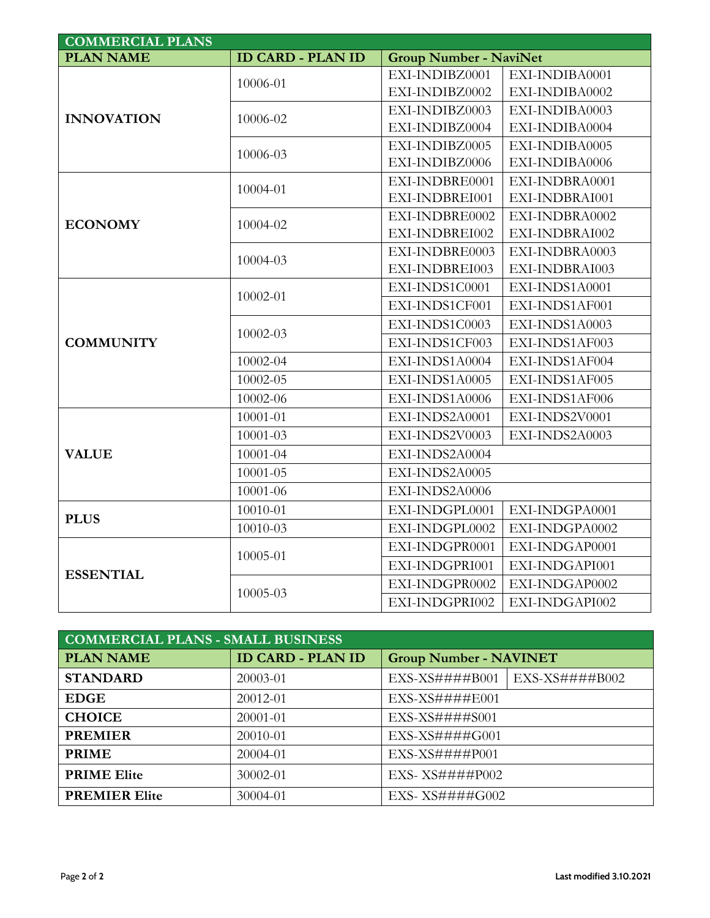| COMMERCIAL PLANS | | | |
|---|---|---|---|
| **PLAN NAME** | **ID CARD - PLAN ID** | **Group Number - NaviNet** | |
| **INNOVATION** | 10006-01 | EXI-INDIBZ0001 | EXI-INDIBA0001 |
| | | EXI-INDIBZ0002 | EXI-INDIBA0002 |
| | 10006-02 | EXI-INDIBZ0003 | EXI-INDIBA0003 |
| | | EXI-INDIBZ0004 | EXI-INDIBA0004 |
| | 10006-03 | EXI-INDIBZ0005 | EXI-INDIBA0005 |
| | | EXI-INDIBZ0006 | EXI-INDIBA0006 |
| **ECONOMY** | 10004-01 | EXI-INDBRE0001 | EXI-INDBRA0001 |
| | | EXI-INDBREI001 | EXI-INDBRAI001 |
| | 10004-02 | EXI-INDBRE0002 | EXI-INDBRA0002 |
| | | EXI-INDBREI002 | EXI-INDBRAI002 |
| | 10004-03 | EXI-INDBRE0003 | EXI-INDBRA0003 |
| | | EXI-INDBREI003 | EXI-INDBRAI003 |
| **COMMUNITY** | 10002-01 | EXI-INDS1C0001 | EXI-INDS1A0001 |
| | | EXI-INDS1CF001 | EXI-INDS1AF001 |
| | 10002-03 | EXI-INDS1C0003 | EXI-INDS1A0003 |
| | | EXI-INDS1CF003 | EXI-INDS1AF003 |
| | 10002-04 | EXI-INDS1A0004 | EXI-INDS1AF004 |
| | 10002-05 | EXI-INDS1A0005 | EXI-INDS1AF005 |
| | 10002-06 | EXI-INDS1A0006 | EXI-INDS1AF006 |
| **VALUE** | 10001-01 | EXI-INDS2A0001 | EXI-INDS2V0001 |
| | 10001-03 | EXI-INDS2V0003 | EXI-INDS2A0003 |
| | 10001-04 | EXI-INDS2A0004 | |
| | 10001-05 | EXI-INDS2A0005 | |
| | 10001-06 | EXI-INDS2A0006 | |
| **PLUS** | 10010-01 | EXI-INDGPL0001 | EXI-INDGPA0001 |
| | 10010-03 | EXI-INDGPL0002 | EXI-INDGPA0002 |
| **ESSENTIAL** | 10005-01 | EXI-INDGPR0001 | EXI-INDGAP0001 |
| | | EXI-INDGPRI001 | EXI-INDGAPI001 |
| | 10005-03 | EXI-INDGPR0002 | EXI-INDGAP0002 |
| | | EXI-INDGPRI002 | EXI-INDGAPI002 |

| COMMERCIAL PLANS - SMALL BUSINESS | | | |
|---|---|---|---|
| **PLAN NAME** | **ID CARD - PLAN ID** | **Group Number - NAVINET** | |
| **STANDARD** | 20003-01 | EXS-XS####B001 | EXS-XS####B002 |
| **EDGE** | 20012-01 | EXS-XS####E001 | |
| **CHOICE** | 20001-01 | EXS-XS####S001 | |
| **PREMIER** | 20010-01 | EXS-XS####G001 | |
| **PRIME** | 20004-01 | EXS-XS####P001 | |
| **PRIME Elite** | 30002-01 | EXS- XS####P002 | |
| **PREMIER Elite** | 30004-01 | EXS- XS####G002 | |

**Last modified 3.10.2021**